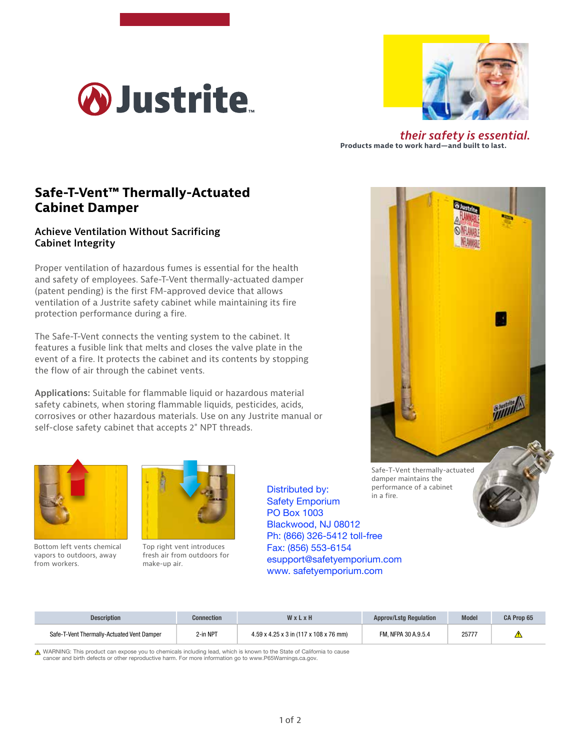# Justrite

*their safety is essential.*
**Products made to work hard—and built to last.**

# Safe-T-Vent™ Thermally-Actuated Cabinet Damper

## Achieve Ventilation Without Sacrificing Cabinet Integrity

Proper ventilation of hazardous fumes is essential for the health and safety of employees. Safe-T-Vent thermally-actuated damper (patent pending) is the first FM-approved device that allows ventilation of a Justrite safety cabinet while maintaining its fire protection performance during a fire.

The Safe-T-Vent connects the venting system to the cabinet. It features a fusible link that melts and closes the valve plate in the event of a fire. It protects the cabinet and its contents by stopping the flow of air through the cabinet vents.

**Applications:** Suitable for flammable liquid or hazardous material safety cabinets, when storing flammable liquids, pesticides, acids, corrosives or other hazardous materials. Use on any Justrite manual or self-close safety cabinet that accepts 2" NPT threads.

Safe-T-Vent thermally-actuated damper maintains the performance of a cabinet in a fire.

Bottom left vents chemical vapors to outdoors, away from workers.

Top right vent introduces fresh air from outdoors for make-up air.

Distributed by:
Safety Emporium
PO Box 1003
Blackwood, NJ 08012
Ph: (866) 326-5412 toll-free
Fax: (856) 553-6154
esupport@safetyemporium.com
www. safetyemporium.com

| Description | Connection | W x L x H | Approv/Lstg Regulation | Model | CA Prop 65 |
|---|---|---|---|---|---|
| Safe-T-Vent Thermally-Actuated Vent Damper | 2-in NPT | 4.59 x 4.25 x 3 in (117 x 108 x 76 mm) | FM, NFPA 30 A.9.5.4 | 25777 | ⚠ |

⚠ WARNING: This product can expose you to chemicals including lead, which is known to the State of California to cause cancer and birth defects or other reproductive harm. For more information go to www.P65Warnings.ca.gov.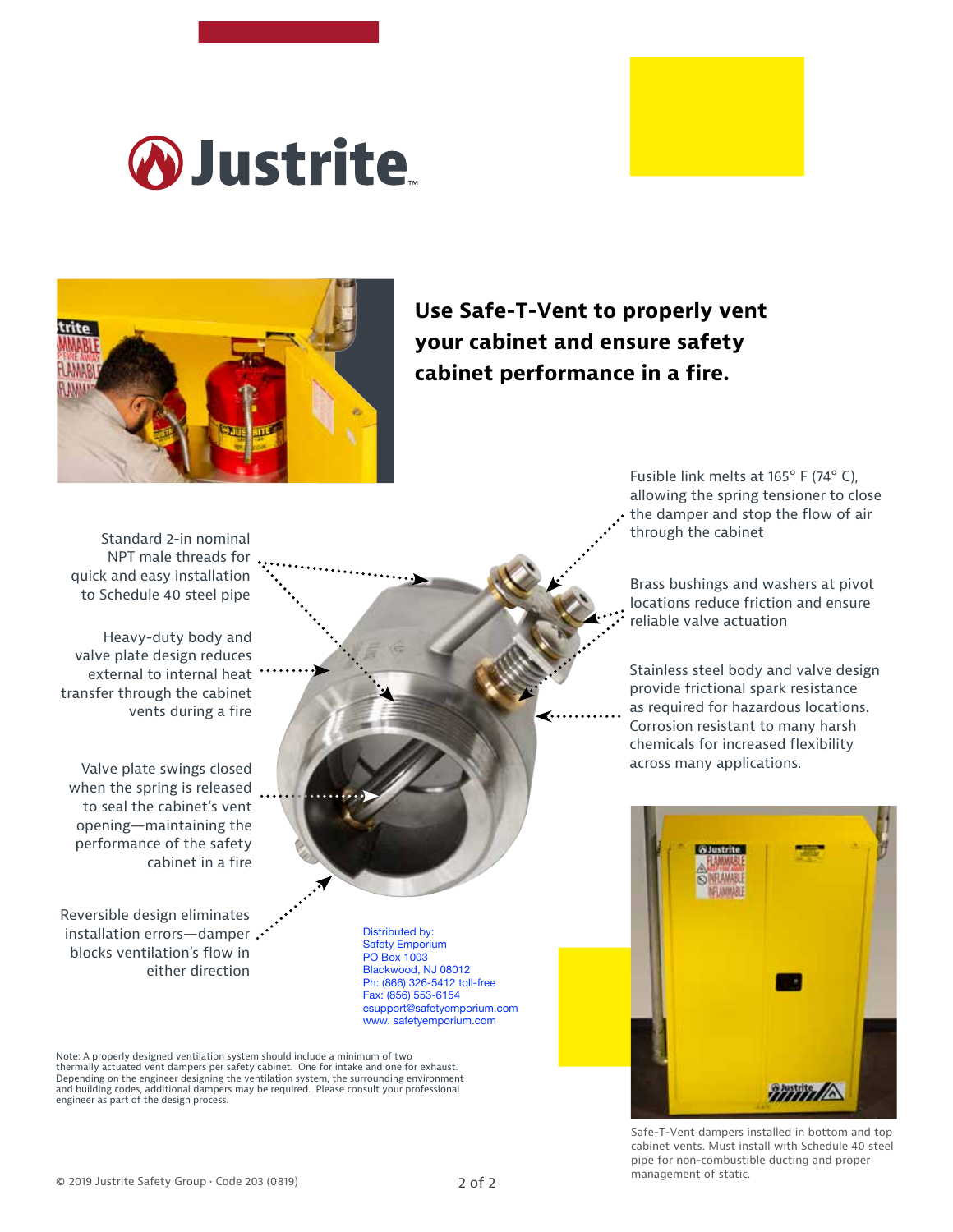# Justrite

## Use Safe-T-Vent to properly vent your cabinet and ensure safety cabinet performance in a fire.

Standard 2-in nominal NPT male threads for quick and easy installation to Schedule 40 steel pipe

Heavy-duty body and valve plate design reduces external to internal heat transfer through the cabinet vents during a fire

Valve plate swings closed when the spring is released to seal the cabinet's vent opening—maintaining the performance of the safety cabinet in a fire

Reversible design eliminates installation errors—damper blocks ventilation's flow in either direction

Fusible link melts at 165° F (74° C), allowing the spring tensioner to close the damper and stop the flow of air through the cabinet

Brass bushings and washers at pivot locations reduce friction and ensure reliable valve actuation

Stainless steel body and valve design provide frictional spark resistance as required for hazardous locations. Corrosion resistant to many harsh chemicals for increased flexibility across many applications.

Distributed by:
Safety Emporium
PO Box 1003
Blackwood, NJ 08012
Ph: (866) 326-5412 toll-free
Fax: (856) 553-6154
esupport@safetyemporium.com
www. safetyemporium.com

Note: A properly designed ventilation system should include a minimum of two thermally actuated vent dampers per safety cabinet. One for intake and one for exhaust. Depending on the engineer designing the ventilation system, the surrounding environment and building codes, additional dampers may be required. Please consult your professional engineer as part of the design process.

Safe-T-Vent dampers installed in bottom and top cabinet vents. Must install with Schedule 40 steel pipe for non-combustible ducting and proper management of static.

© 2019 Justrite Safety Group · Code 203 (0819)